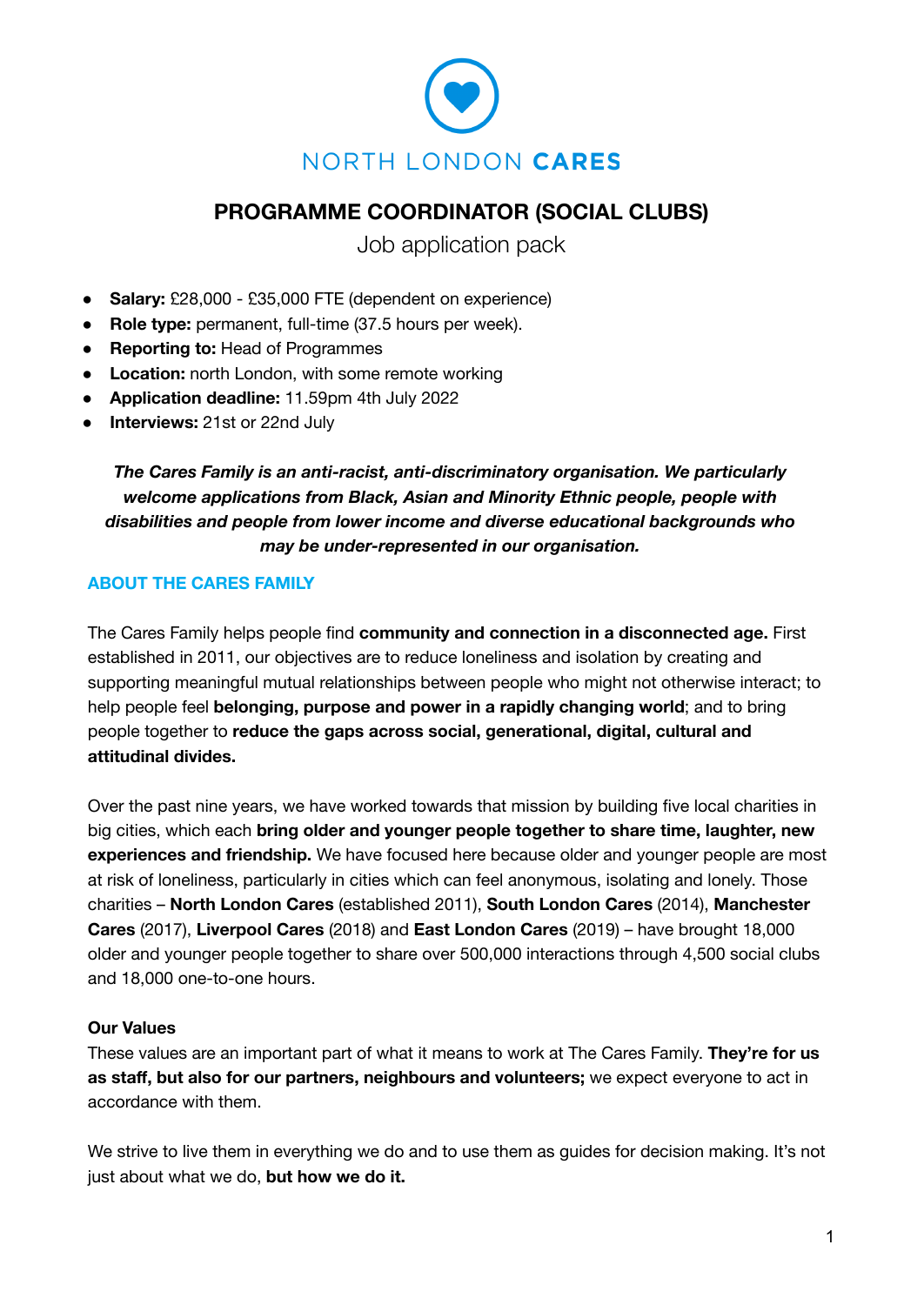NORTH LONDON **CARES**

# PROGRAMME COORDINATOR (SOCIAL CLUBS)

Job application pack

- **Salary:** £28,000 - £35,000 FTE (dependent on experience)
- **Role type:** permanent, full-time (37.5 hours per week).
- **Reporting to:** Head of Programmes
- **Location:** north London, with some remote working
- **Application deadline:** 11.59pm 4th July 2022
- **Interviews:** 21st or 22nd July

***The Cares Family is an anti-racist, anti-discriminatory organisation. We particularly welcome applications from Black, Asian and Minority Ethnic people, people with disabilities and people from lower income and diverse educational backgrounds who may be under-represented in our organisation.***

## ABOUT THE CARES FAMILY

The Cares Family helps people find **community and connection in a disconnected age.** First established in 2011, our objectives are to reduce loneliness and isolation by creating and supporting meaningful mutual relationships between people who might not otherwise interact; to help people feel **belonging, purpose and power in a rapidly changing world**; and to bring people together to **reduce the gaps across social, generational, digital, cultural and attitudinal divides.**

Over the past nine years, we have worked towards that mission by building five local charities in big cities, which each **bring older and younger people together to share time, laughter, new experiences and friendship.** We have focused here because older and younger people are most at risk of loneliness, particularly in cities which can feel anonymous, isolating and lonely. Those charities – **North London Cares** (established 2011), **South London Cares** (2014), **Manchester Cares** (2017), **Liverpool Cares** (2018) and **East London Cares** (2019) – have brought 18,000 older and younger people together to share over 500,000 interactions through 4,500 social clubs and 18,000 one-to-one hours.

**Our Values**

These values are an important part of what it means to work at The Cares Family. **They're for us as staff, but also for our partners, neighbours and volunteers;** we expect everyone to act in accordance with them.

We strive to live them in everything we do and to use them as guides for decision making. It's not just about what we do, **but how we do it.**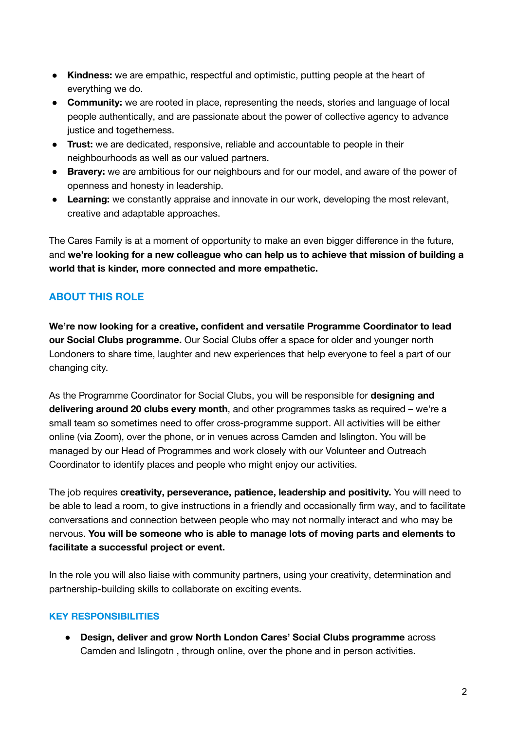- **Kindness:** we are empathic, respectful and optimistic, putting people at the heart of everything we do.
- **Community:** we are rooted in place, representing the needs, stories and language of local people authentically, and are passionate about the power of collective agency to advance justice and togetherness.
- **Trust:** we are dedicated, responsive, reliable and accountable to people in their neighbourhoods as well as our valued partners.
- **Bravery:** we are ambitious for our neighbours and for our model, and aware of the power of openness and honesty in leadership.
- **Learning:** we constantly appraise and innovate in our work, developing the most relevant, creative and adaptable approaches.

The Cares Family is at a moment of opportunity to make an even bigger difference in the future, and **we're looking for a new colleague who can help us to achieve that mission of building a world that is kinder, more connected and more empathetic.**

## ABOUT THIS ROLE

**We're now looking for a creative, confident and versatile Programme Coordinator to lead our Social Clubs programme.** Our Social Clubs offer a space for older and younger north Londoners to share time, laughter and new experiences that help everyone to feel a part of our changing city.

As the Programme Coordinator for Social Clubs, you will be responsible for **designing and delivering around 20 clubs every month**, and other programmes tasks as required – we're a small team so sometimes need to offer cross-programme support. All activities will be either online (via Zoom), over the phone, or in venues across Camden and Islington. You will be managed by our Head of Programmes and work closely with our Volunteer and Outreach Coordinator to identify places and people who might enjoy our activities.

The job requires **creativity, perseverance, patience, leadership and positivity.** You will need to be able to lead a room, to give instructions in a friendly and occasionally firm way, and to facilitate conversations and connection between people who may not normally interact and who may be nervous. **You will be someone who is able to manage lots of moving parts and elements to facilitate a successful project or event.**

In the role you will also liaise with community partners, using your creativity, determination and partnership-building skills to collaborate on exciting events.

## KEY RESPONSIBILITIES

- **Design, deliver and grow North London Cares' Social Clubs programme** across Camden and Islingotn , through online, over the phone and in person activities.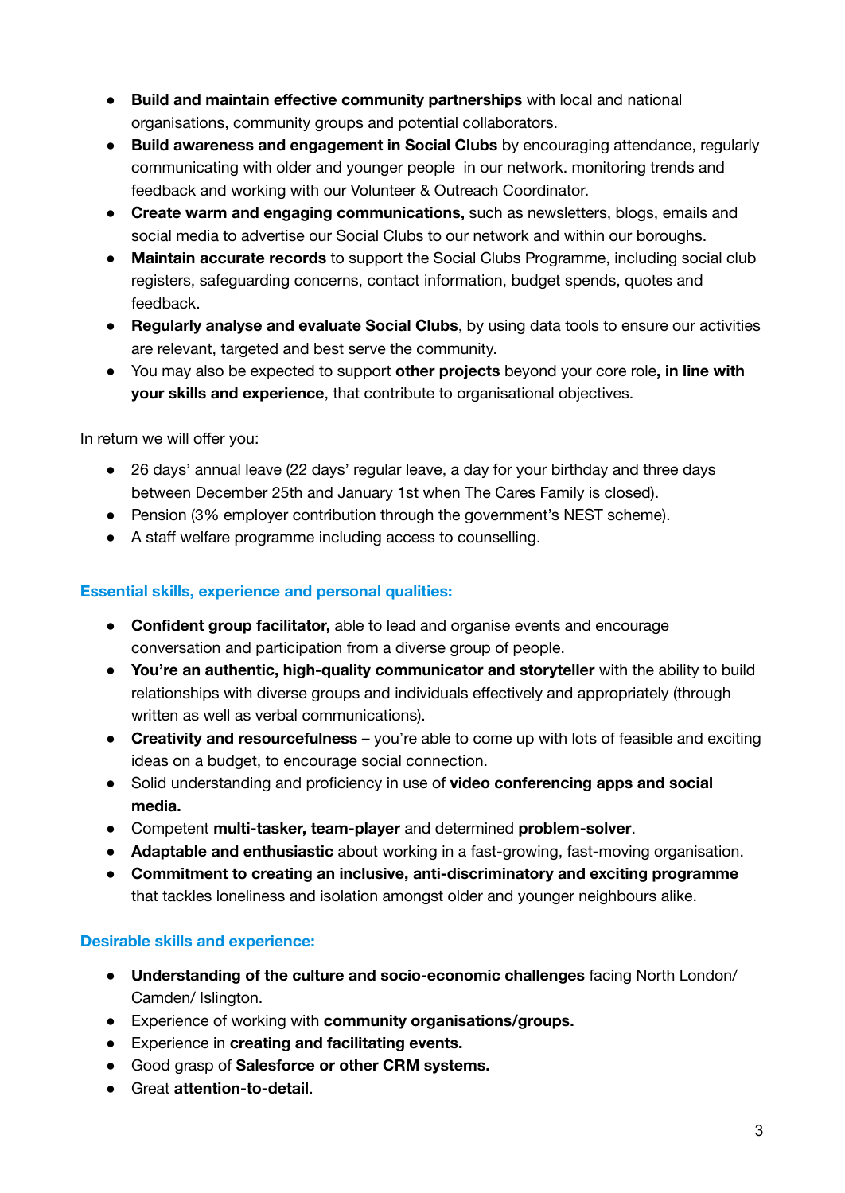- **Build and maintain effective community partnerships** with local and national organisations, community groups and potential collaborators.
- **Build awareness and engagement in Social Clubs** by encouraging attendance, regularly communicating with older and younger people in our network. monitoring trends and feedback and working with our Volunteer & Outreach Coordinator.
- **Create warm and engaging communications,** such as newsletters, blogs, emails and social media to advertise our Social Clubs to our network and within our boroughs.
- **Maintain accurate records** to support the Social Clubs Programme, including social club registers, safeguarding concerns, contact information, budget spends, quotes and feedback.
- **Regularly analyse and evaluate Social Clubs**, by using data tools to ensure our activities are relevant, targeted and best serve the community.
- You may also be expected to support **other projects** beyond your core role**, in line with your skills and experience**, that contribute to organisational objectives.

In return we will offer you:

- 26 days' annual leave (22 days' regular leave, a day for your birthday and three days between December 25th and January 1st when The Cares Family is closed).
- Pension (3% employer contribution through the government's NEST scheme).
- A staff welfare programme including access to counselling.

### Essential skills, experience and personal qualities:

- **Confident group facilitator,** able to lead and organise events and encourage conversation and participation from a diverse group of people.
- **You're an authentic, high-quality communicator and storyteller** with the ability to build relationships with diverse groups and individuals effectively and appropriately (through written as well as verbal communications).
- **Creativity and resourcefulness** – you're able to come up with lots of feasible and exciting ideas on a budget, to encourage social connection.
- Solid understanding and proficiency in use of **video conferencing apps and social media.**
- Competent **multi-tasker, team-player** and determined **problem-solver**.
- **Adaptable and enthusiastic** about working in a fast-growing, fast-moving organisation.
- **Commitment to creating an inclusive, anti-discriminatory and exciting programme** that tackles loneliness and isolation amongst older and younger neighbours alike.

### Desirable skills and experience:

- **Understanding of the culture and socio-economic challenges** facing North London/ Camden/ Islington.
- Experience of working with **community organisations/groups.**
- Experience in **creating and facilitating events.**
- Good grasp of **Salesforce or other CRM systems.**
- Great **attention-to-detail**.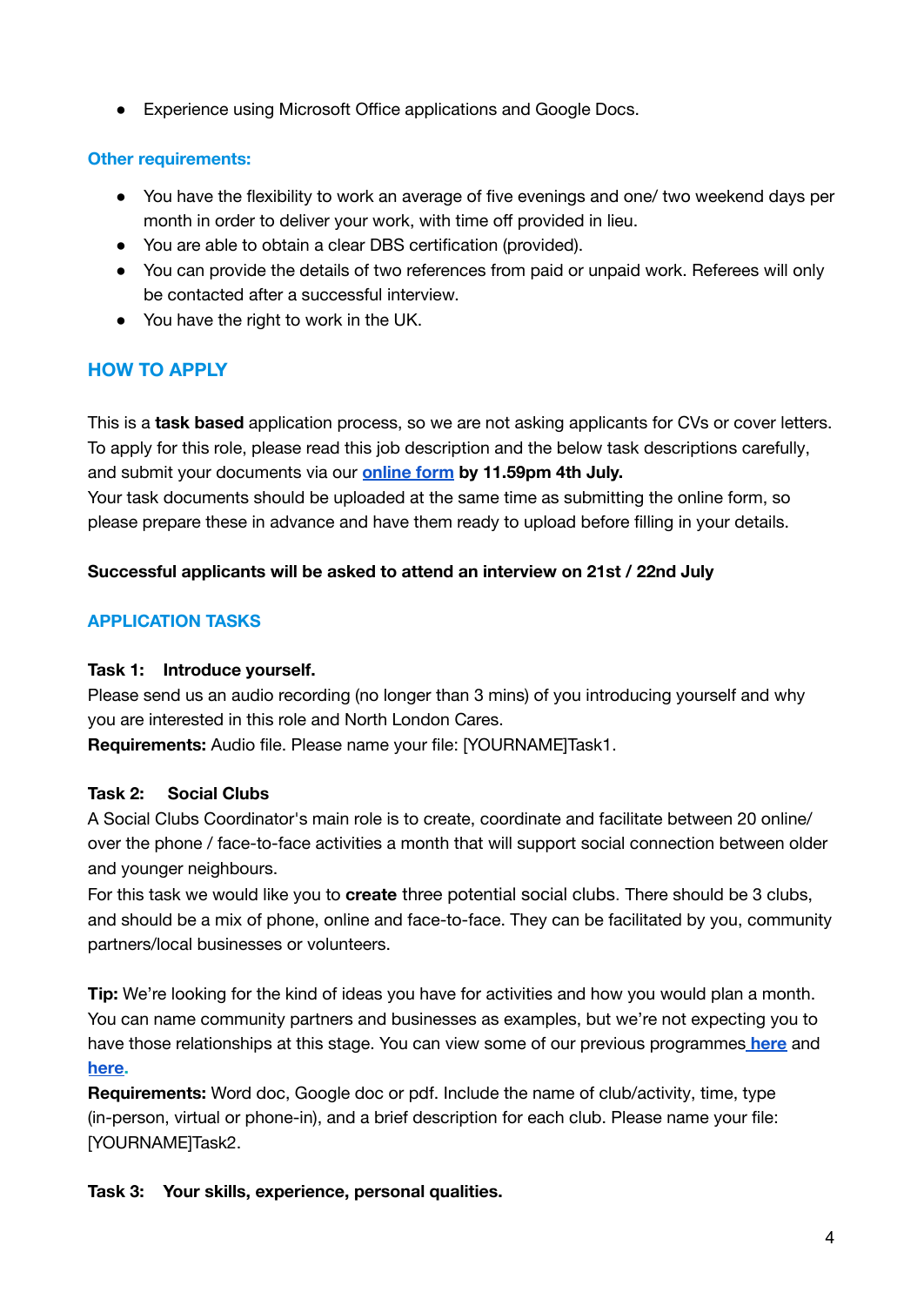- Experience using Microsoft Office applications and Google Docs.

### Other requirements:

- You have the flexibility to work an average of five evenings and one/ two weekend days per month in order to deliver your work, with time off provided in lieu.
- You are able to obtain a clear DBS certification (provided).
- You can provide the details of two references from paid or unpaid work. Referees will only be contacted after a successful interview.
- You have the right to work in the UK.

## HOW TO APPLY

This is a **task based** application process, so we are not asking applicants for CVs or cover letters. To apply for this role, please read this job description and the below task descriptions carefully, and submit your documents via our **online form** **by 11.59pm 4th July.**
Your task documents should be uploaded at the same time as submitting the online form, so please prepare these in advance and have them ready to upload before filling in your details.

**Successful applicants will be asked to attend an interview on 21st / 22nd July**

## APPLICATION TASKS

**Task 1: Introduce yourself.**
Please send us an audio recording (no longer than 3 mins) of you introducing yourself and why you are interested in this role and North London Cares.
**Requirements:** Audio file. Please name your file: [YOURNAME]Task1.

**Task 2: Social Clubs**
A Social Clubs Coordinator's main role is to create, coordinate and facilitate between 20 online/ over the phone / face-to-face activities a month that will support social connection between older and younger neighbours.
For this task we would like you to **create** three potential social clubs. There should be 3 clubs, and should be a mix of phone, online and face-to-face. They can be facilitated by you, community partners/local businesses or volunteers.

**Tip:** We're looking for the kind of ideas you have for activities and how you would plan a month. You can name community partners and businesses as examples, but we're not expecting you to have those relationships at this stage. You can view some of our previous programmes **here** and **here.**
**Requirements:** Word doc, Google doc or pdf. Include the name of club/activity, time, type (in-person, virtual or phone-in), and a brief description for each club. Please name your file: [YOURNAME]Task2.

**Task 3: Your skills, experience, personal qualities.**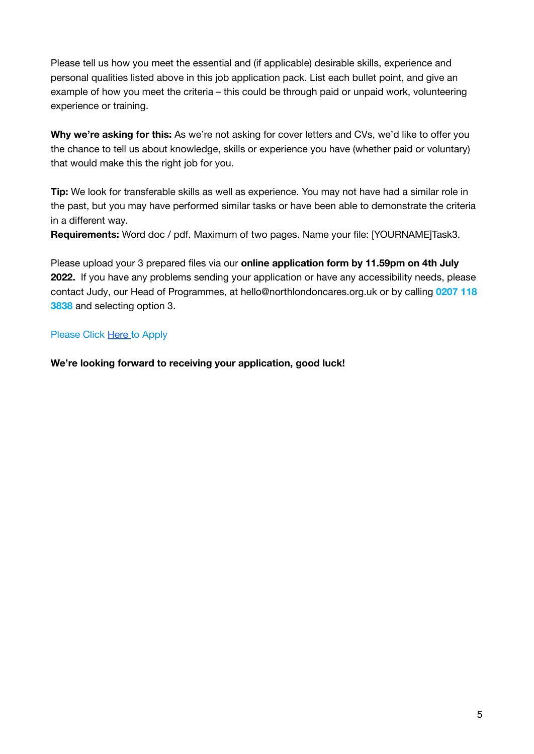Please tell us how you meet the essential and (if applicable) desirable skills, experience and personal qualities listed above in this job application pack. List each bullet point, and give an example of how you meet the criteria – this could be through paid or unpaid work, volunteering experience or training.

**Why we're asking for this:** As we're not asking for cover letters and CVs, we'd like to offer you the chance to tell us about knowledge, skills or experience you have (whether paid or voluntary) that would make this the right job for you.

**Tip:** We look for transferable skills as well as experience. You may not have had a similar role in the past, but you may have performed similar tasks or have been able to demonstrate the criteria in a different way.
**Requirements:** Word doc / pdf. Maximum of two pages. Name your file: [YOURNAME]Task3.

Please upload your 3 prepared files via our **online application form by 11.59pm on 4th July 2022.** If you have any problems sending your application or have any accessibility needs, please contact Judy, our Head of Programmes, at hello@northlondoncares.org.uk or by calling **0207 118 3838** and selecting option 3.

Please Click Here to Apply

**We're looking forward to receiving your application, good luck!**